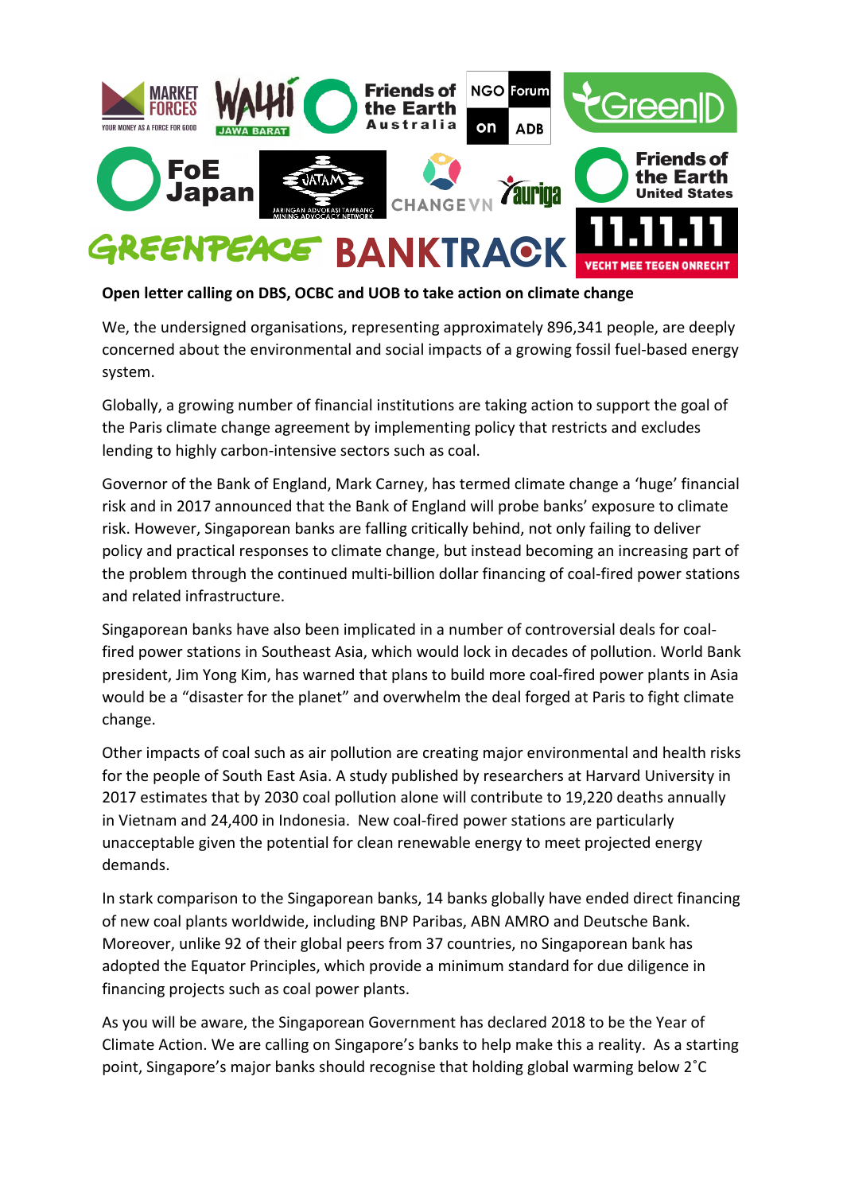**Open letter calling on DBS, OCBC and UOB to take action on climate change**

We, the undersigned organisations, representing approximately 896,341 people, are deeply concerned about the environmental and social impacts of a growing fossil fuel-based energy system.

Globally, a growing number of financial institutions are taking action to support the goal of the Paris climate change agreement by implementing policy that restricts and excludes lending to highly carbon-intensive sectors such as coal.

Governor of the Bank of England, Mark Carney, has termed climate change a 'huge' financial risk and in 2017 announced that the Bank of England will probe banks' exposure to climate risk. However, Singaporean banks are falling critically behind, not only failing to deliver policy and practical responses to climate change, but instead becoming an increasing part of the problem through the continued multi-billion dollar financing of coal-fired power stations and related infrastructure.

Singaporean banks have also been implicated in a number of controversial deals for coal-fired power stations in Southeast Asia, which would lock in decades of pollution. World Bank president, Jim Yong Kim, has warned that plans to build more coal-fired power plants in Asia would be a "disaster for the planet" and overwhelm the deal forged at Paris to fight climate change.

Other impacts of coal such as air pollution are creating major environmental and health risks for the people of South East Asia. A study published by researchers at Harvard University in 2017 estimates that by 2030 coal pollution alone will contribute to 19,220 deaths annually in Vietnam and 24,400 in Indonesia. New coal-fired power stations are particularly unacceptable given the potential for clean renewable energy to meet projected energy demands.

In stark comparison to the Singaporean banks, 14 banks globally have ended direct financing of new coal plants worldwide, including BNP Paribas, ABN AMRO and Deutsche Bank. Moreover, unlike 92 of their global peers from 37 countries, no Singaporean bank has adopted the Equator Principles, which provide a minimum standard for due diligence in financing projects such as coal power plants.

As you will be aware, the Singaporean Government has declared 2018 to be the Year of Climate Action. We are calling on Singapore's banks to help make this a reality. As a starting point, Singapore's major banks should recognise that holding global warming below 2˚C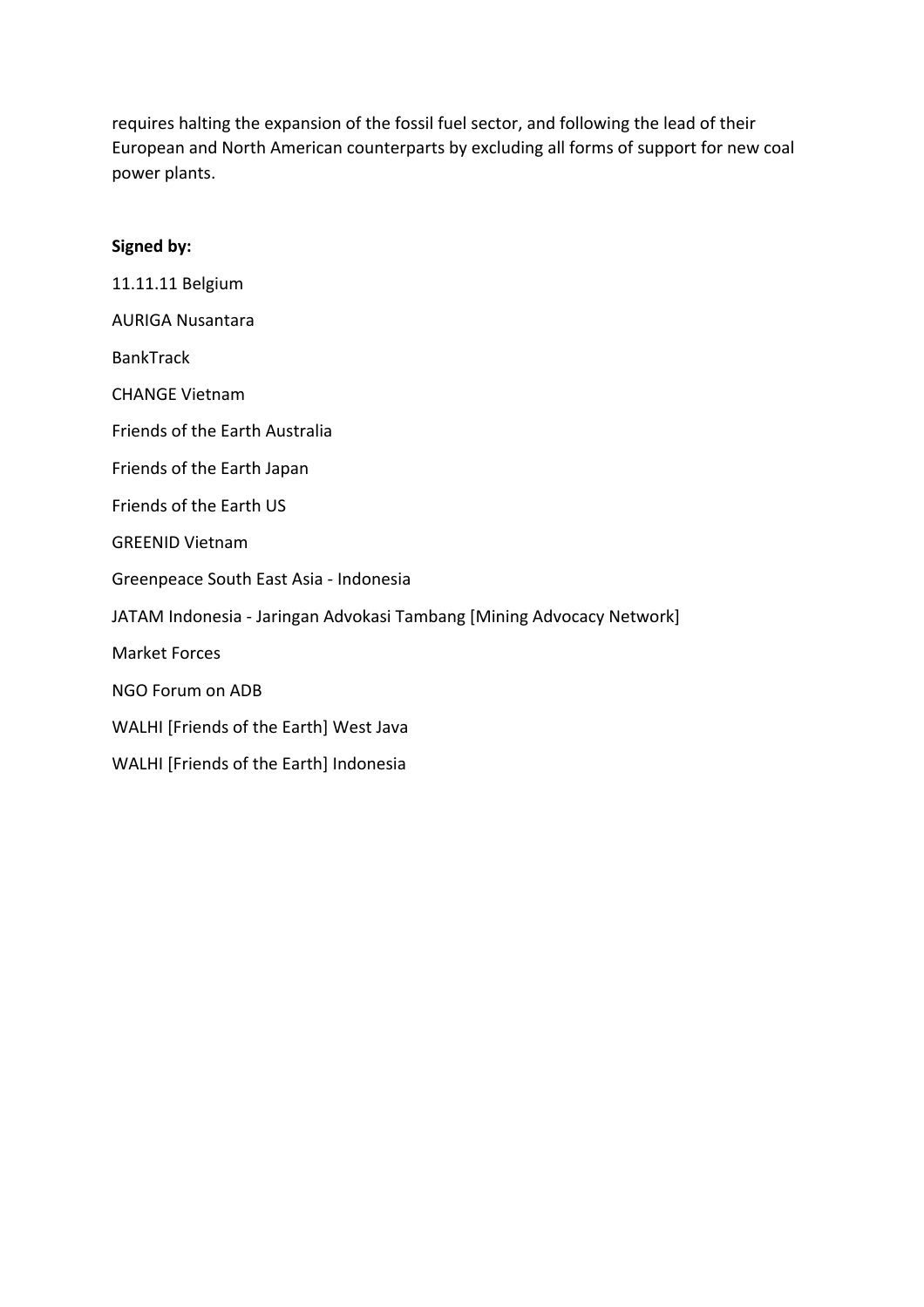requires halting the expansion of the fossil fuel sector, and following the lead of their European and North American counterparts by excluding all forms of support for new coal power plants.

**Signed by:**

11.11.11 Belgium

AURIGA Nusantara

BankTrack

CHANGE Vietnam

Friends of the Earth Australia

Friends of the Earth Japan

Friends of the Earth US

GREENID Vietnam

Greenpeace South East Asia - Indonesia

JATAM Indonesia - Jaringan Advokasi Tambang [Mining Advocacy Network]

Market Forces

NGO Forum on ADB

WALHI [Friends of the Earth] West Java

WALHI [Friends of the Earth] Indonesia